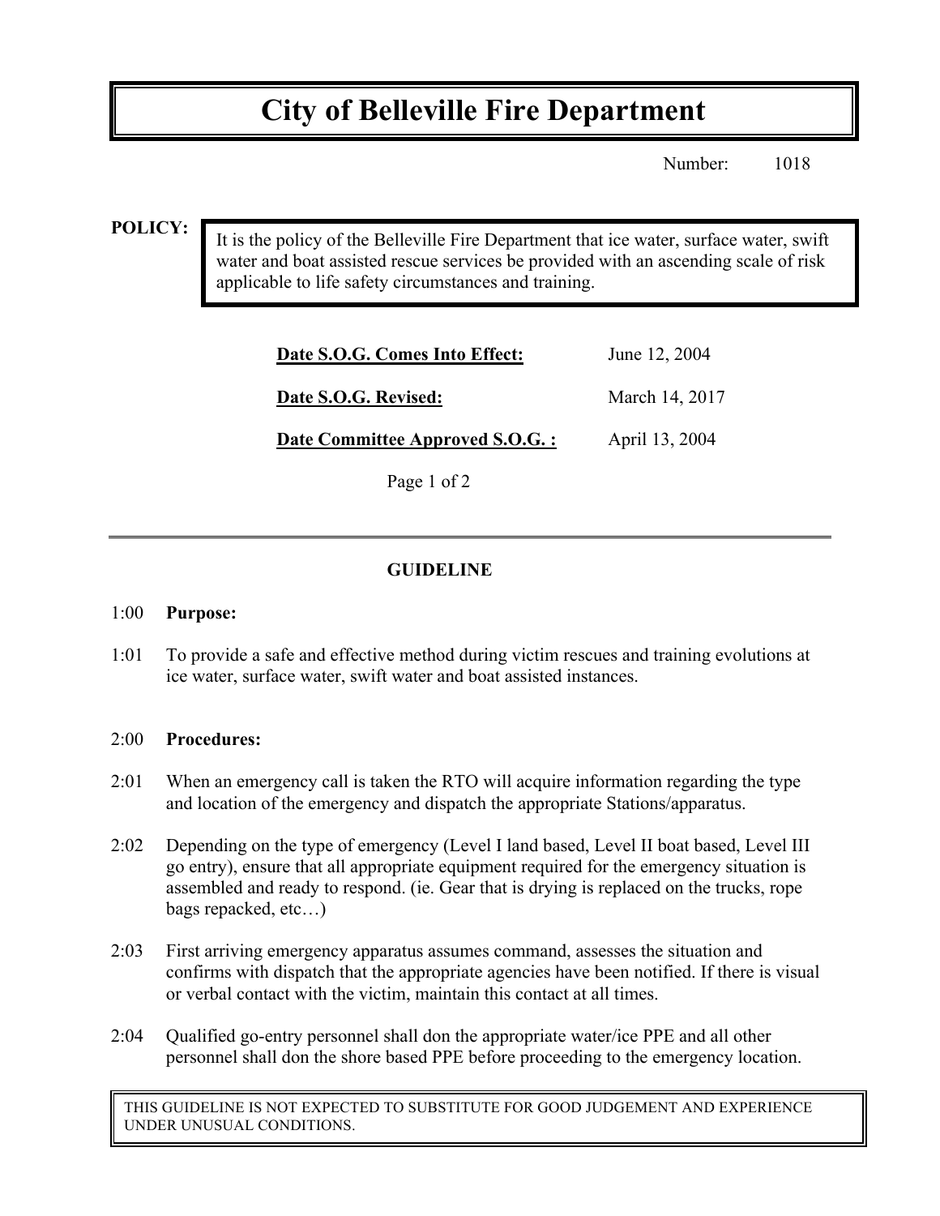# City of Belleville Fire Department

Number: 1018

**POLICY:**

It is the policy of the Belleville Fire Department that ice water, surface water, swift water and boat assisted rescue services be provided with an ascending scale of risk applicable to life safety circumstances and training.

| | |
|---|---|
| **Date S.O.G. Comes Into Effect:** | June 12, 2004 |
| **Date S.O.G. Revised:** | March 14, 2017 |
| **Date Committee Approved S.O.G. :** | April 13, 2004 |

## GUIDELINE

1:00 **Purpose:**

1:01 To provide a safe and effective method during victim rescues and training evolutions at ice water, surface water, swift water and boat assisted instances.

2:00 **Procedures:**

2:01 When an emergency call is taken the RTO will acquire information regarding the type and location of the emergency and dispatch the appropriate Stations/apparatus.

2:02 Depending on the type of emergency (Level I land based, Level II boat based, Level III go entry), ensure that all appropriate equipment required for the emergency situation is assembled and ready to respond. (ie. Gear that is drying is replaced on the trucks, rope bags repacked, etc…)

2:03 First arriving emergency apparatus assumes command, assesses the situation and confirms with dispatch that the appropriate agencies have been notified. If there is visual or verbal contact with the victim, maintain this contact at all times.

2:04 Qualified go-entry personnel shall don the appropriate water/ice PPE and all other personnel shall don the shore based PPE before proceeding to the emergency location.

THIS GUIDELINE IS NOT EXPECTED TO SUBSTITUTE FOR GOOD JUDGEMENT AND EXPERIENCE UNDER UNUSUAL CONDITIONS.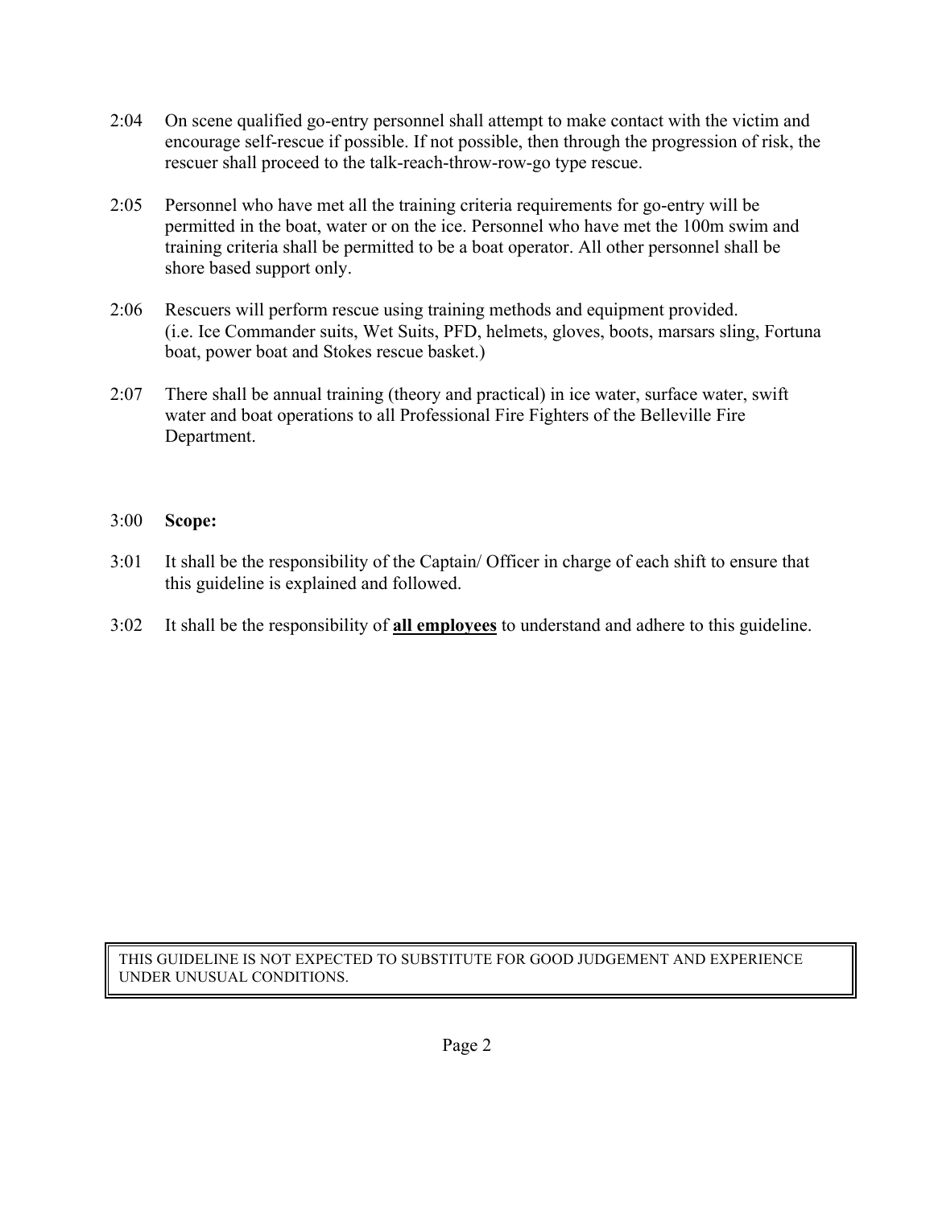2:04 On scene qualified go-entry personnel shall attempt to make contact with the victim and encourage self-rescue if possible. If not possible, then through the progression of risk, the rescuer shall proceed to the talk-reach-throw-row-go type rescue.

2:05 Personnel who have met all the training criteria requirements for go-entry will be permitted in the boat, water or on the ice. Personnel who have met the 100m swim and training criteria shall be permitted to be a boat operator. All other personnel shall be shore based support only.

2:06 Rescuers will perform rescue using training methods and equipment provided. (i.e. Ice Commander suits, Wet Suits, PFD, helmets, gloves, boots, marsars sling, Fortuna boat, power boat and Stokes rescue basket.)

2:07 There shall be annual training (theory and practical) in ice water, surface water, swift water and boat operations to all Professional Fire Fighters of the Belleville Fire Department.

3:00 **Scope:**

3:01 It shall be the responsibility of the Captain/ Officer in charge of each shift to ensure that this guideline is explained and followed.

3:02 It shall be the responsibility of **<u>all employees</u>** to understand and adhere to this guideline.

THIS GUIDELINE IS NOT EXPECTED TO SUBSTITUTE FOR GOOD JUDGEMENT AND EXPERIENCE UNDER UNUSUAL CONDITIONS.